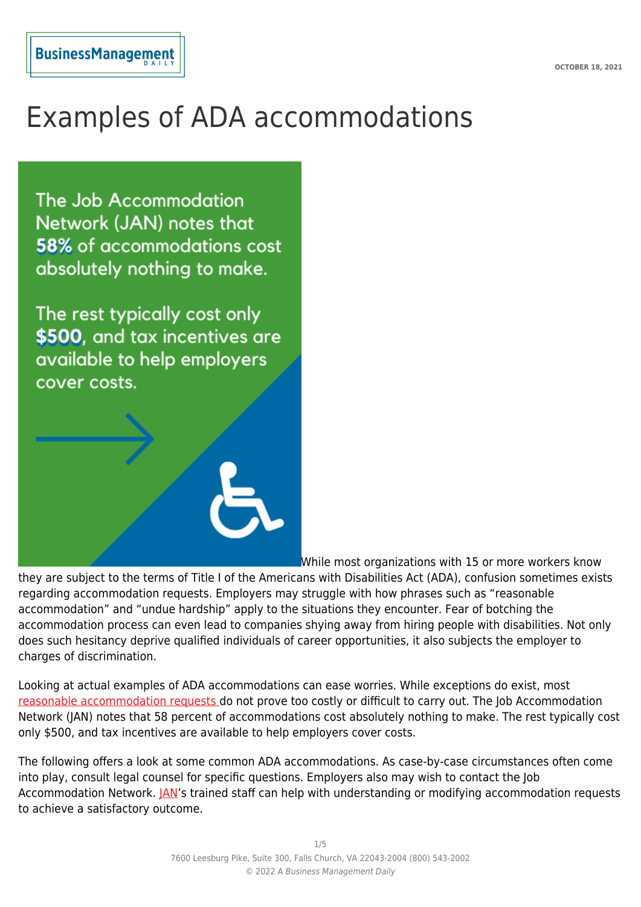# Examples of ADA accommodations

The Job Accommodation Network (JAN) notes that **58%** of accommodations cost absolutely nothing to make.

The rest typically cost only **$500**, and tax incentives are available to help employers cover costs.

While most organizations with 15 or more workers know they are subject to the terms of Title I of the Americans with Disabilities Act (ADA), confusion sometimes exists regarding accommodation requests. Employers may struggle with how phrases such as "reasonable accommodation" and "undue hardship" apply to the situations they encounter. Fear of botching the accommodation process can even lead to companies shying away from hiring people with disabilities. Not only does such hesitancy deprive qualified individuals of career opportunities, it also subjects the employer to charges of discrimination.

Looking at actual examples of ADA accommodations can ease worries. While exceptions do exist, most reasonable accommodation requests do not prove too costly or difficult to carry out. The Job Accommodation Network (JAN) notes that 58 percent of accommodations cost absolutely nothing to make. The rest typically cost only $500, and tax incentives are available to help employers cover costs.

The following offers a look at some common ADA accommodations. As case-by-case circumstances often come into play, consult legal counsel for specific questions. Employers also may wish to contact the Job Accommodation Network. JAN's trained staff can help with understanding or modifying accommodation requests to achieve a satisfactory outcome.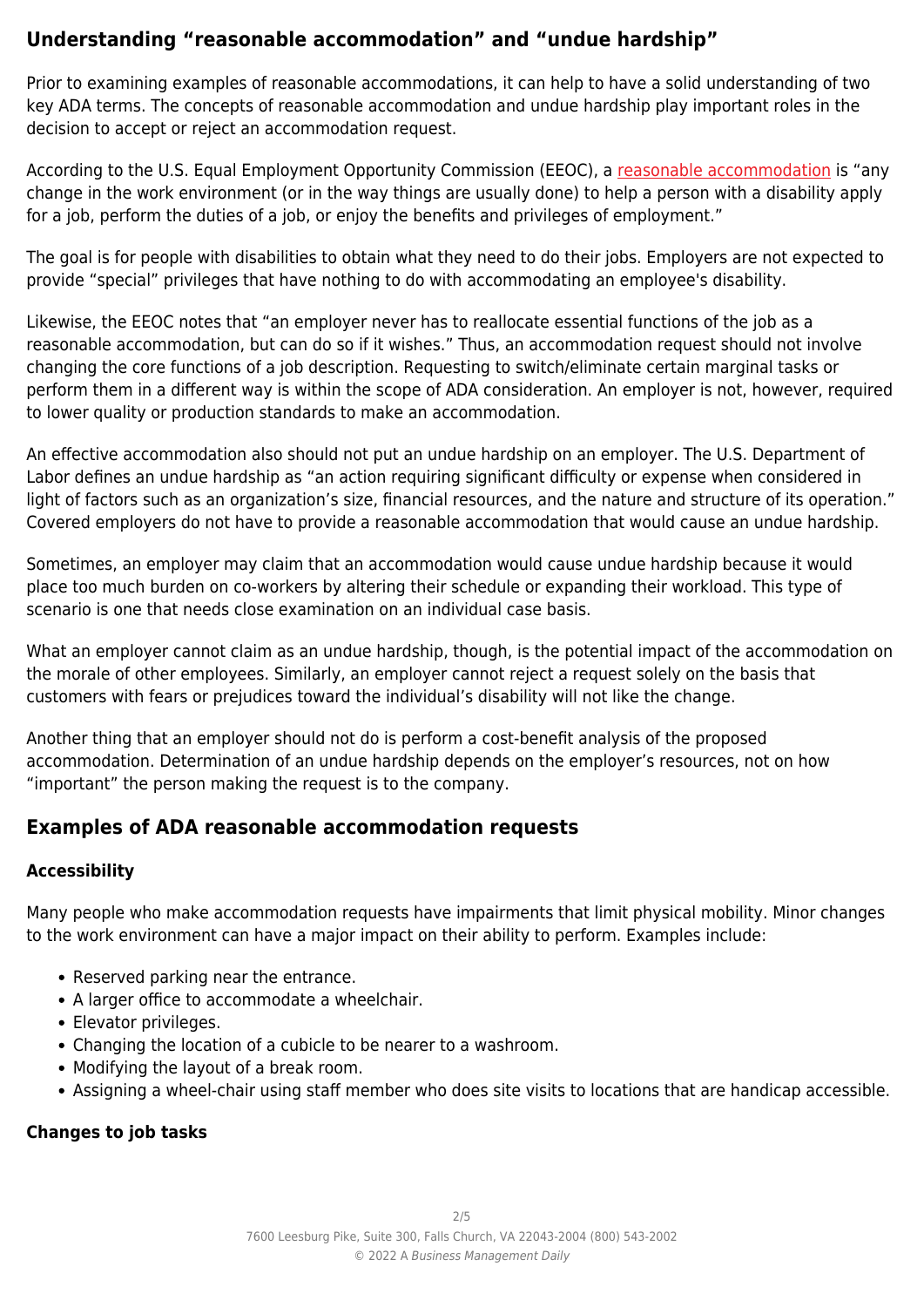## Understanding "reasonable accommodation" and "undue hardship"

Prior to examining examples of reasonable accommodations, it can help to have a solid understanding of two key ADA terms. The concepts of reasonable accommodation and undue hardship play important roles in the decision to accept or reject an accommodation request.

According to the U.S. Equal Employment Opportunity Commission (EEOC), a reasonable accommodation is "any change in the work environment (or in the way things are usually done) to help a person with a disability apply for a job, perform the duties of a job, or enjoy the benefits and privileges of employment."

The goal is for people with disabilities to obtain what they need to do their jobs. Employers are not expected to provide "special" privileges that have nothing to do with accommodating an employee's disability.

Likewise, the EEOC notes that "an employer never has to reallocate essential functions of the job as a reasonable accommodation, but can do so if it wishes." Thus, an accommodation request should not involve changing the core functions of a job description. Requesting to switch/eliminate certain marginal tasks or perform them in a different way is within the scope of ADA consideration. An employer is not, however, required to lower quality or production standards to make an accommodation.

An effective accommodation also should not put an undue hardship on an employer. The U.S. Department of Labor defines an undue hardship as "an action requiring significant difficulty or expense when considered in light of factors such as an organization's size, financial resources, and the nature and structure of its operation." Covered employers do not have to provide a reasonable accommodation that would cause an undue hardship.

Sometimes, an employer may claim that an accommodation would cause undue hardship because it would place too much burden on co-workers by altering their schedule or expanding their workload. This type of scenario is one that needs close examination on an individual case basis.

What an employer cannot claim as an undue hardship, though, is the potential impact of the accommodation on the morale of other employees. Similarly, an employer cannot reject a request solely on the basis that customers with fears or prejudices toward the individual's disability will not like the change.

Another thing that an employer should not do is perform a cost-benefit analysis of the proposed accommodation. Determination of an undue hardship depends on the employer's resources, not on how "important" the person making the request is to the company.

## Examples of ADA reasonable accommodation requests

### Accessibility

Many people who make accommodation requests have impairments that limit physical mobility. Minor changes to the work environment can have a major impact on their ability to perform. Examples include:

- Reserved parking near the entrance.
- A larger office to accommodate a wheelchair.
- Elevator privileges.
- Changing the location of a cubicle to be nearer to a washroom.
- Modifying the layout of a break room.
- Assigning a wheel-chair using staff member who does site visits to locations that are handicap accessible.

### Changes to job tasks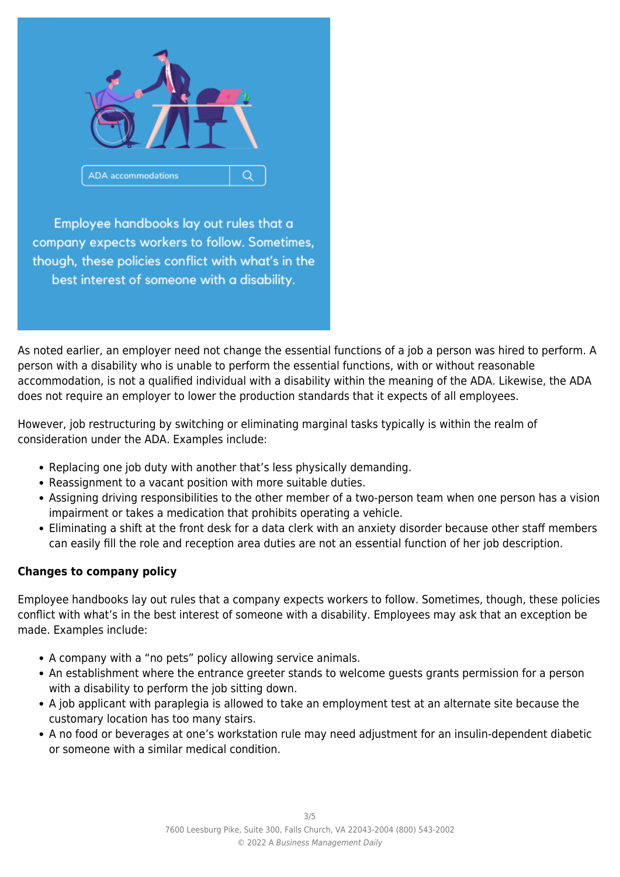As noted earlier, an employer need not change the essential functions of a job a person was hired to perform. A person with a disability who is unable to perform the essential functions, with or without reasonable accommodation, is not a qualified individual with a disability within the meaning of the ADA. Likewise, the ADA does not require an employer to lower the production standards that it expects of all employees.

However, job restructuring by switching or eliminating marginal tasks typically is within the realm of consideration under the ADA. Examples include:

- Replacing one job duty with another that's less physically demanding.
- Reassignment to a vacant position with more suitable duties.
- Assigning driving responsibilities to the other member of a two-person team when one person has a vision impairment or takes a medication that prohibits operating a vehicle.
- Eliminating a shift at the front desk for a data clerk with an anxiety disorder because other staff members can easily fill the role and reception area duties are not an essential function of her job description.

**Changes to company policy**

Employee handbooks lay out rules that a company expects workers to follow. Sometimes, though, these policies conflict with what's in the best interest of someone with a disability. Employees may ask that an exception be made. Examples include:

- A company with a "no pets" policy allowing service animals.
- An establishment where the entrance greeter stands to welcome guests grants permission for a person with a disability to perform the job sitting down.
- A job applicant with paraplegia is allowed to take an employment test at an alternate site because the customary location has too many stairs.
- A no food or beverages at one's workstation rule may need adjustment for an insulin-dependent diabetic or someone with a similar medical condition.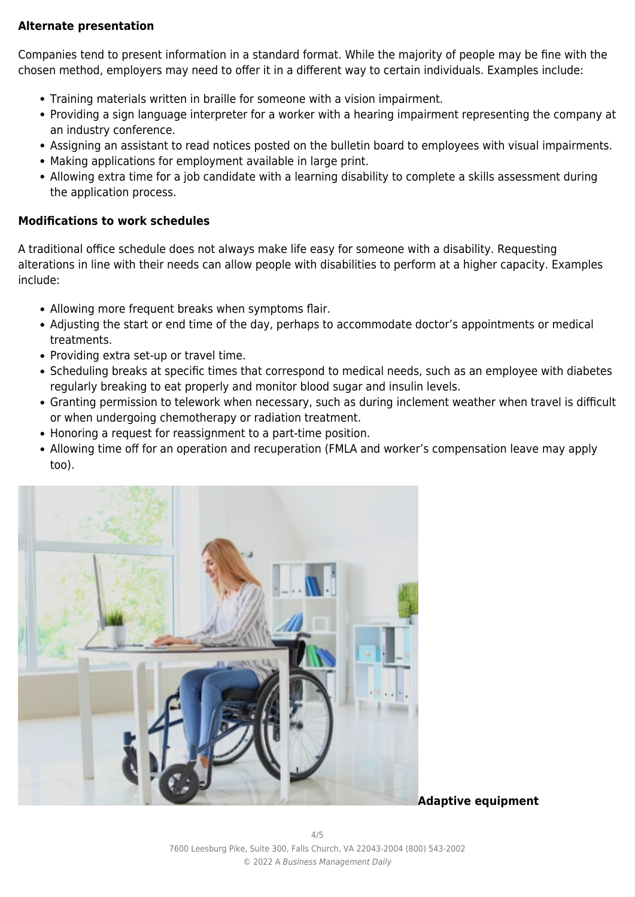**Alternate presentation**

Companies tend to present information in a standard format. While the majority of people may be fine with the chosen method, employers may need to offer it in a different way to certain individuals. Examples include:

- Training materials written in braille for someone with a vision impairment.
- Providing a sign language interpreter for a worker with a hearing impairment representing the company at an industry conference.
- Assigning an assistant to read notices posted on the bulletin board to employees with visual impairments.
- Making applications for employment available in large print.
- Allowing extra time for a job candidate with a learning disability to complete a skills assessment during the application process.

**Modifications to work schedules**

A traditional office schedule does not always make life easy for someone with a disability. Requesting alterations in line with their needs can allow people with disabilities to perform at a higher capacity. Examples include:

- Allowing more frequent breaks when symptoms flair.
- Adjusting the start or end time of the day, perhaps to accommodate doctor's appointments or medical treatments.
- Providing extra set-up or travel time.
- Scheduling breaks at specific times that correspond to medical needs, such as an employee with diabetes regularly breaking to eat properly and monitor blood sugar and insulin levels.
- Granting permission to telework when necessary, such as during inclement weather when travel is difficult or when undergoing chemotherapy or radiation treatment.
- Honoring a request for reassignment to a part-time position.
- Allowing time off for an operation and recuperation (FMLA and worker's compensation leave may apply too).

**Adaptive equipment**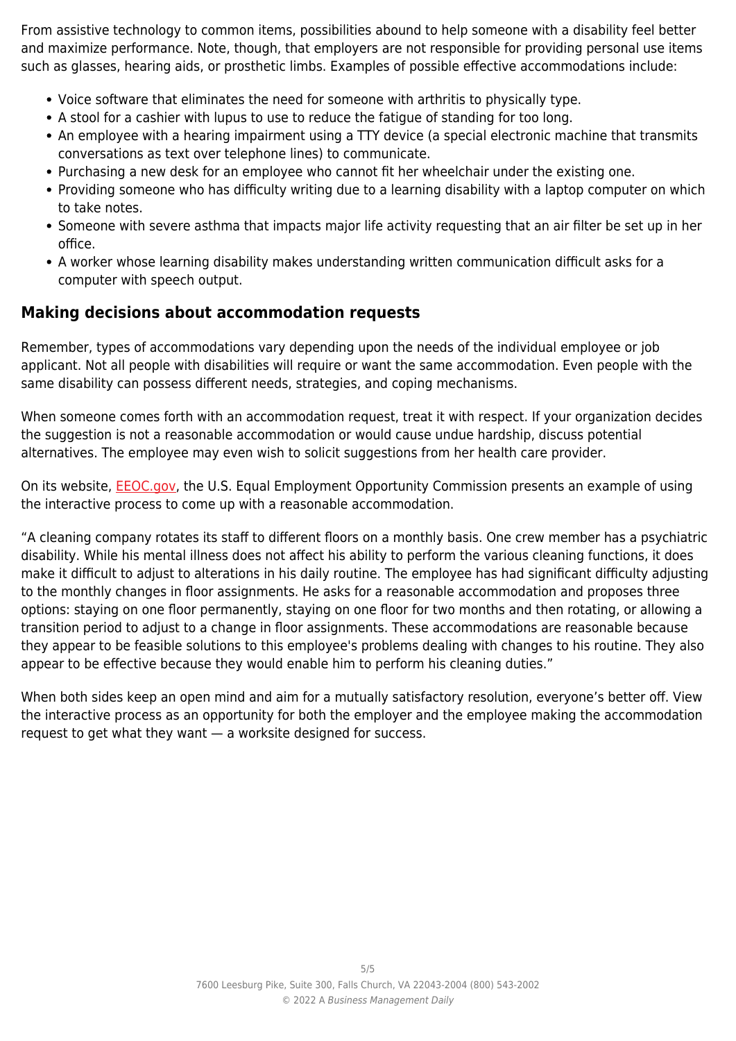From assistive technology to common items, possibilities abound to help someone with a disability feel better and maximize performance. Note, though, that employers are not responsible for providing personal use items such as glasses, hearing aids, or prosthetic limbs. Examples of possible effective accommodations include:

- Voice software that eliminates the need for someone with arthritis to physically type.
- A stool for a cashier with lupus to use to reduce the fatigue of standing for too long.
- An employee with a hearing impairment using a TTY device (a special electronic machine that transmits conversations as text over telephone lines) to communicate.
- Purchasing a new desk for an employee who cannot fit her wheelchair under the existing one.
- Providing someone who has difficulty writing due to a learning disability with a laptop computer on which to take notes.
- Someone with severe asthma that impacts major life activity requesting that an air filter be set up in her office.
- A worker whose learning disability makes understanding written communication difficult asks for a computer with speech output.

## Making decisions about accommodation requests

Remember, types of accommodations vary depending upon the needs of the individual employee or job applicant. Not all people with disabilities will require or want the same accommodation. Even people with the same disability can possess different needs, strategies, and coping mechanisms.

When someone comes forth with an accommodation request, treat it with respect. If your organization decides the suggestion is not a reasonable accommodation or would cause undue hardship, discuss potential alternatives. The employee may even wish to solicit suggestions from her health care provider.

On its website, [EEOC.gov](https://www.eeoc.gov), the U.S. Equal Employment Opportunity Commission presents an example of using the interactive process to come up with a reasonable accommodation.

"A cleaning company rotates its staff to different floors on a monthly basis. One crew member has a psychiatric disability. While his mental illness does not affect his ability to perform the various cleaning functions, it does make it difficult to adjust to alterations in his daily routine. The employee has had significant difficulty adjusting to the monthly changes in floor assignments. He asks for a reasonable accommodation and proposes three options: staying on one floor permanently, staying on one floor for two months and then rotating, or allowing a transition period to adjust to a change in floor assignments. These accommodations are reasonable because they appear to be feasible solutions to this employee's problems dealing with changes to his routine. They also appear to be effective because they would enable him to perform his cleaning duties."

When both sides keep an open mind and aim for a mutually satisfactory resolution, everyone's better off. View the interactive process as an opportunity for both the employer and the employee making the accommodation request to get what they want — a worksite designed for success.